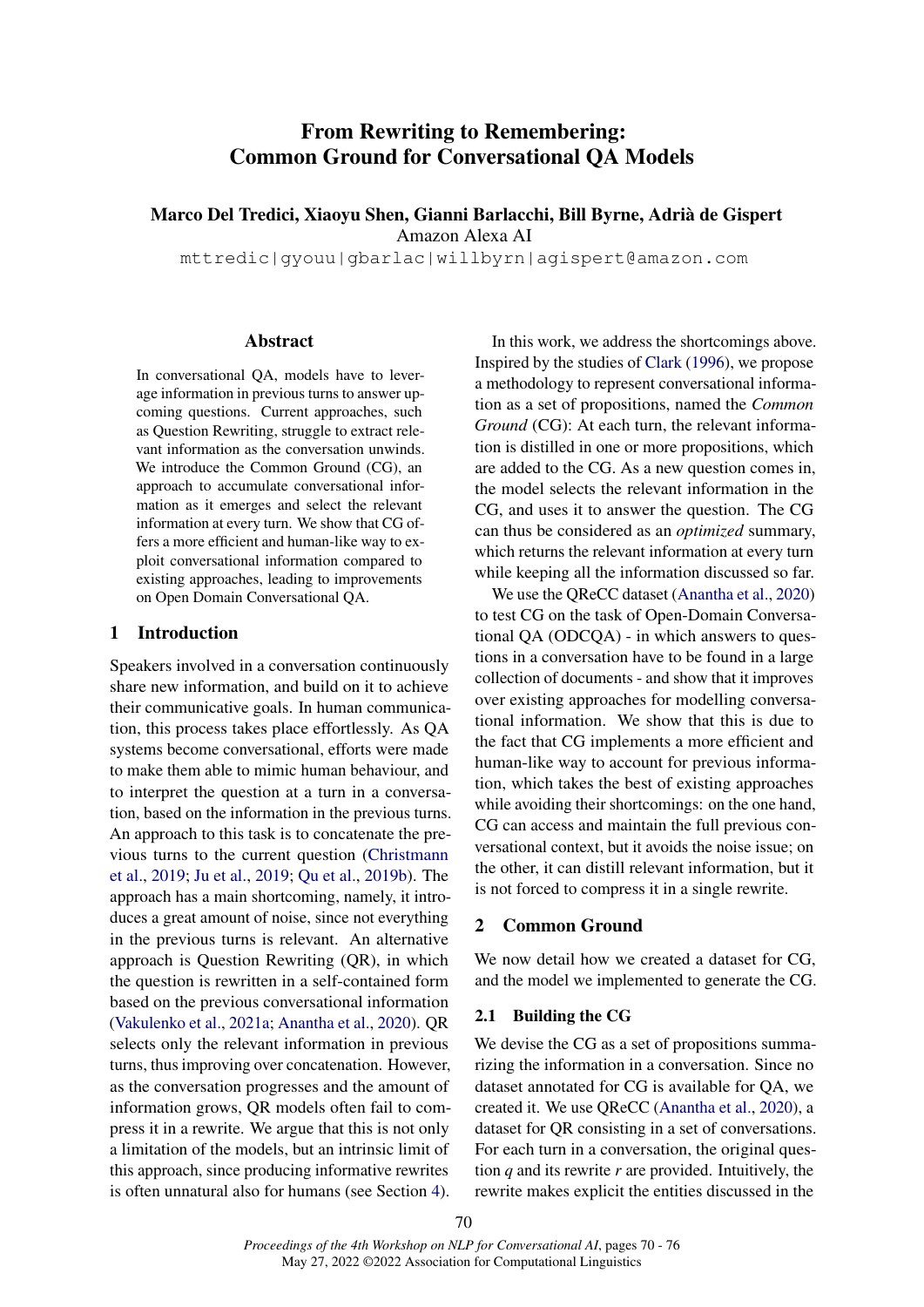# From Rewriting to Remembering: Common Ground for Conversational QA Models

**Marco Del Tredici, Xiaoyu Shen, Gianni Barlacchi, Bill Byrne, Adrià de Gispert**
Amazon Alexa AI
mttredic|gyouu|gbarlac|willbyrn|agispert@amazon.com

## Abstract

In conversational QA, models have to leverage information in previous turns to answer upcoming questions. Current approaches, such as Question Rewriting, struggle to extract relevant information as the conversation unwinds. We introduce the Common Ground (CG), an approach to accumulate conversational information as it emerges and select the relevant information at every turn. We show that CG offers a more efficient and human-like way to exploit conversational information compared to existing approaches, leading to improvements on Open Domain Conversational QA.

## 1 Introduction

Speakers involved in a conversation continuously share new information, and build on it to achieve their communicative goals. In human communication, this process takes place effortlessly. As QA systems become conversational, efforts were made to make them able to mimic human behaviour, and to interpret the question at a turn in a conversation, based on the information in the previous turns. An approach to this task is to concatenate the previous turns to the current question (Christmann et al., 2019; Ju et al., 2019; Qu et al., 2019b). The approach has a main shortcoming, namely, it introduces a great amount of noise, since not everything in the previous turns is relevant. An alternative approach is Question Rewriting (QR), in which the question is rewritten in a self-contained form based on the previous conversational information (Vakulenko et al., 2021a; Anantha et al., 2020). QR selects only the relevant information in previous turns, thus improving over concatenation. However, as the conversation progresses and the amount of information grows, QR models often fail to compress it in a rewrite. We argue that this is not only a limitation of the models, but an intrinsic limit of this approach, since producing informative rewrites is often unnatural also for humans (see Section 4).

In this work, we address the shortcomings above. Inspired by the studies of Clark (1996), we propose a methodology to represent conversational information as a set of propositions, named the *Common Ground* (CG): At each turn, the relevant information is distilled in one or more propositions, which are added to the CG. As a new question comes in, the model selects the relevant information in the CG, and uses it to answer the question. The CG can thus be considered as an *optimized* summary, which returns the relevant information at every turn while keeping all the information discussed so far.

We use the QReCC dataset (Anantha et al., 2020) to test CG on the task of Open-Domain Conversational QA (ODCQA) - in which answers to questions in a conversation have to be found in a large collection of documents - and show that it improves over existing approaches for modelling conversational information. We show that this is due to the fact that CG implements a more efficient and human-like way to account for previous information, which takes the best of existing approaches while avoiding their shortcomings: on the one hand, CG can access and maintain the full previous conversational context, but it avoids the noise issue; on the other, it can distill relevant information, but it is not forced to compress it in a single rewrite.

## 2 Common Ground

We now detail how we created a dataset for CG, and the model we implemented to generate the CG.

### 2.1 Building the CG

We devise the CG as a set of propositions summarizing the information in a conversation. Since no dataset annotated for CG is available for QA, we created it. We use QReCC (Anantha et al., 2020), a dataset for QR consisting in a set of conversations. For each turn in a conversation, the original question $q$ and its rewrite $r$ are provided. Intuitively, the rewrite makes explicit the entities discussed in the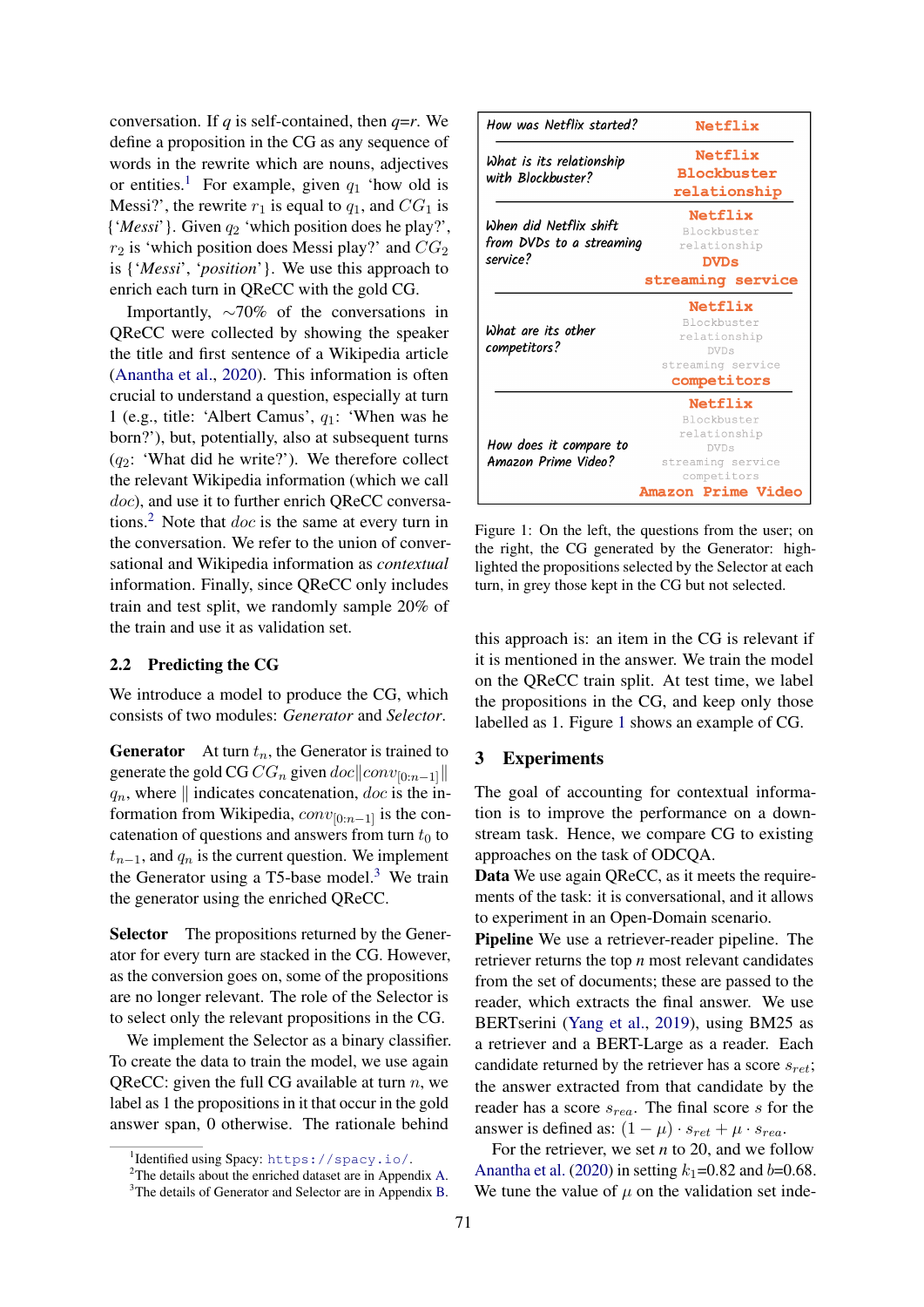conversation. If $q$ is self-contained, then $q$=$r$. We define a proposition in the CG as any sequence of words in the rewrite which are nouns, adjectives or entities.[1] For example, given $q_1$ 'how old is Messi?', the rewrite $r_1$ is equal to $q_1$, and $CG_1$ is {'*Messi*'}. Given $q_2$ 'which position does he play?', $r_2$ is 'which position does Messi play?' and $CG_2$ is {'*Messi*', '*position*'}. We use this approach to enrich each turn in QReCC with the gold CG.

Importantly, ∼70% of the conversations in QReCC were collected by showing the speaker the title and first sentence of a Wikipedia article (Anantha et al., 2020). This information is often crucial to understand a question, especially at turn 1 (e.g., title: 'Albert Camus', $q_1$: 'When was he born?'), but, potentially, also at subsequent turns ($q_2$: 'What did he write?'). We therefore collect the relevant Wikipedia information (which we call *doc*), and use it to further enrich QReCC conversations.[2] Note that *doc* is the same at every turn in the conversation. We refer to the union of conversational and Wikipedia information as *contextual* information. Finally, since QReCC only includes train and test split, we randomly sample 20% of the train and use it as validation set.

## 2.2 Predicting the CG

We introduce a model to produce the CG, which consists of two modules: *Generator* and *Selector*.

**Generator** At turn $t_n$, the Generator is trained to generate the gold CG $CG_n$ given $doc \| conv_{[0:n-1]} \| q_n$, where $\|$ indicates concatenation, $doc$ is the information from Wikipedia, $conv_{[0:n-1]}$ is the concatenation of questions and answers from turn $t_0$ to $t_{n-1}$, and $q_n$ is the current question. We implement the Generator using a T5-base model.[3] We train the generator using the enriched QReCC.

**Selector** The propositions returned by the Generator for every turn are stacked in the CG. However, as the conversion goes on, some of the propositions are no longer relevant. The role of the Selector is to select only the relevant propositions in the CG.

We implement the Selector as a binary classifier. To create the data to train the model, we use again QReCC: given the full CG available at turn $n$, we label as 1 the propositions in it that occur in the gold answer span, 0 otherwise. The rationale behind this approach is: an item in the CG is relevant if it is mentioned in the answer. We train the model on the QReCC train split. At test time, we label the propositions in the CG, and keep only those labelled as 1. Figure 1 shows an example of CG.

| Question | CG |
|---|---|
| How was Netflix started? | **Netflix** |
| What is its relationship with Blockbuster? | **Netflix** **Blockbuster** **relationship** |
| When did Netflix shift from DVDs to a streaming service? | **Netflix** Blockbuster relationship **DVDs** **streaming service** |
| What are its other competitors? | **Netflix** Blockbuster relationship DVDs streaming service **competitors** |
| How does it compare to Amazon Prime Video? | **Netflix** Blockbuster relationship DVDs streaming service competitors **Amazon Prime Video** |

Figure 1: On the left, the questions from the user; on the right, the CG generated by the Generator: highlighted the propositions selected by the Selector at each turn, in grey those kept in the CG but not selected.

# 3 Experiments

The goal of accounting for contextual information is to improve the performance on a downstream task. Hence, we compare CG to existing approaches on the task of ODCQA.

**Data** We use again QReCC, as it meets the requirements of the task: it is conversational, and it allows to experiment in an Open-Domain scenario.

**Pipeline** We use a retriever-reader pipeline. The retriever returns the top $n$ most relevant candidates from the set of documents; these are passed to the reader, which extracts the final answer. We use BERTserini (Yang et al., 2019), using BM25 as a retriever and a BERT-Large as a reader. Each candidate returned by the retriever has a score $s_{ret}$; the answer extracted from that candidate by the reader has a score $s_{rea}$. The final score $s$ for the answer is defined as: $(1 - \mu) \cdot s_{ret} + \mu \cdot s_{rea}$.

For the retriever, we set $n$ to 20, and we follow Anantha et al. (2020) in setting $k_1$=0.82 and $b$=0.68. We tune the value of $\mu$ on the validation set inde-

[1] Identified using Spacy: https://spacy.io/.
[2] The details about the enriched dataset are in Appendix A.
[3] The details of Generator and Selector are in Appendix B.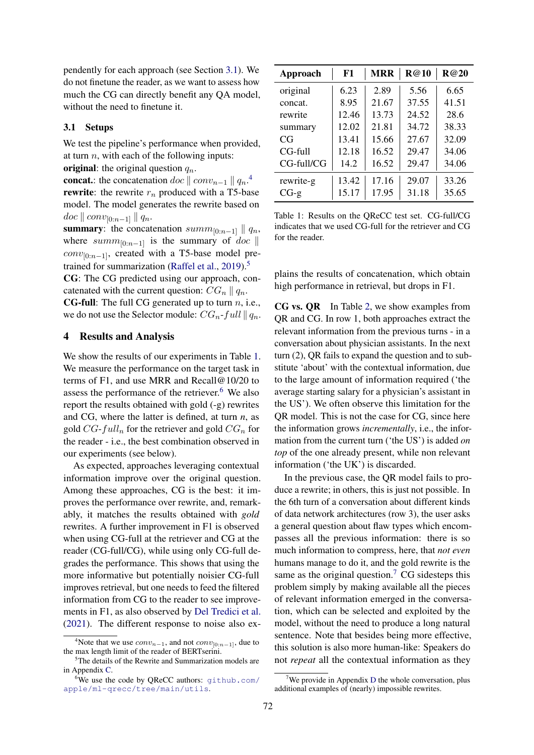pendently for each approach (see Section 3.1). We do not finetune the reader, as we want to assess how much the CG can directly benefit any QA model, without the need to finetune it.

### 3.1 Setups

We test the pipeline's performance when provided, at turn $n$, with each of the following inputs:

**original**: the original question $q_n$.

**concat.**: the concatenation $doc \parallel conv_{n-1} \parallel q_n$.[4]

**rewrite**: the rewrite $r_n$ produced with a T5-base model. The model generates the rewrite based on $doc \parallel conv_{[0:n-1]} \parallel q_n$.

**summary**: the concatenation $summ_{[0:n-1]} \parallel q_n$, where $summ_{[0:n-1]}$ is the summary of $doc \parallel conv_{[0:n-1]}$, created with a T5-base model pre-trained for summarization (Raffel et al., 2019).[5]

**CG**: The CG predicted using our approach, concatenated with the current question: $CG_n \parallel q_n$.

**CG-full**: The full CG generated up to turn $n$, i.e., we do not use the Selector module: $CG_n\text{-}full \parallel q_n$.

## 4 Results and Analysis

We show the results of our experiments in Table 1. We measure the performance on the target task in terms of F1, and use MRR and Recall@10/20 to assess the performance of the retriever.[6] We also report the results obtained with gold (-g) rewrites and CG, where the latter is defined, at turn $n$, as gold $CG\text{-}full_n$ for the retriever and gold $CG_n$ for the reader - i.e., the best combination observed in our experiments (see below).

As expected, approaches leveraging contextual information improve over the original question. Among these approaches, CG is the best: it improves the performance over rewrite, and, remarkably, it matches the results obtained with *gold* rewrites. A further improvement in F1 is observed when using CG-full at the retriever and CG at the reader (CG-full/CG), while using only CG-full degrades the performance. This shows that using the more informative but potentially noisier CG-full improves retrieval, but one needs to feed the filtered information from CG to the reader to see improvements in F1, as also observed by Del Tredici et al. (2021). The different response to noise also explains the results of concatenation, which obtain high performance in retrieval, but drops in F1.

| Approach | F1 | MRR | R@10 | R@20 |
|---|---|---|---|---|
| original | 6.23 | 2.89 | 5.56 | 6.65 |
| concat. | 8.95 | 21.67 | 37.55 | 41.51 |
| rewrite | 12.46 | 13.73 | 24.52 | 28.6 |
| summary | 12.02 | 21.81 | 34.72 | 38.33 |
| CG | 13.41 | 15.66 | 27.67 | 32.09 |
| CG-full | 12.18 | 16.52 | 29.47 | 34.06 |
| CG-full/CG | 14.2 | 16.52 | 29.47 | 34.06 |
| rewrite-g | 13.42 | 17.16 | 29.07 | 33.26 |
| CG-g | 15.17 | 17.95 | 31.18 | 35.65 |

Table 1: Results on the QReCC test set. CG-full/CG indicates that we used CG-full for the retriever and CG for the reader.

**CG vs. QR** In Table 2, we show examples from QR and CG. In row 1, both approaches extract the relevant information from the previous turns - in a conversation about physician assistants. In the next turn (2), QR fails to expand the question and to substitute 'about' with the contextual information, due to the large amount of information required ('the average starting salary for a physician's assistant in the US'). We often observe this limitation for the QR model. This is not the case for CG, since here the information grows *incrementally*, i.e., the information from the current turn ('the US') is added *on top* of the one already present, while non relevant information ('the UK') is discarded.

In the previous case, the QR model fails to produce a rewrite; in others, this is just not possible. In the 6th turn of a conversation about different kinds of data network architectures (row 3), the user asks a general question about flaw types which encompasses all the previous information: there is so much information to compress, here, that *not even* humans manage to do it, and the gold rewrite is the same as the original question.[7] CG sidesteps this problem simply by making available all the pieces of relevant information emerged in the conversation, which can be selected and exploited by the model, without the need to produce a long natural sentence. Note that besides being more effective, this solution is also more human-like: Speakers do not *repeat* all the contextual information as they

[4]Note that we use $conv_{n-1}$, and not $conv_{[0:n-1]}$, due to the max length limit of the reader of BERTserini.

[5]The details of the Rewrite and Summarization models are in Appendix C.

[6]We use the code by QReCC authors: github.com/apple/ml-qrecc/tree/main/utils.

[7]We provide in Appendix D the whole conversation, plus additional examples of (nearly) impossible rewrites.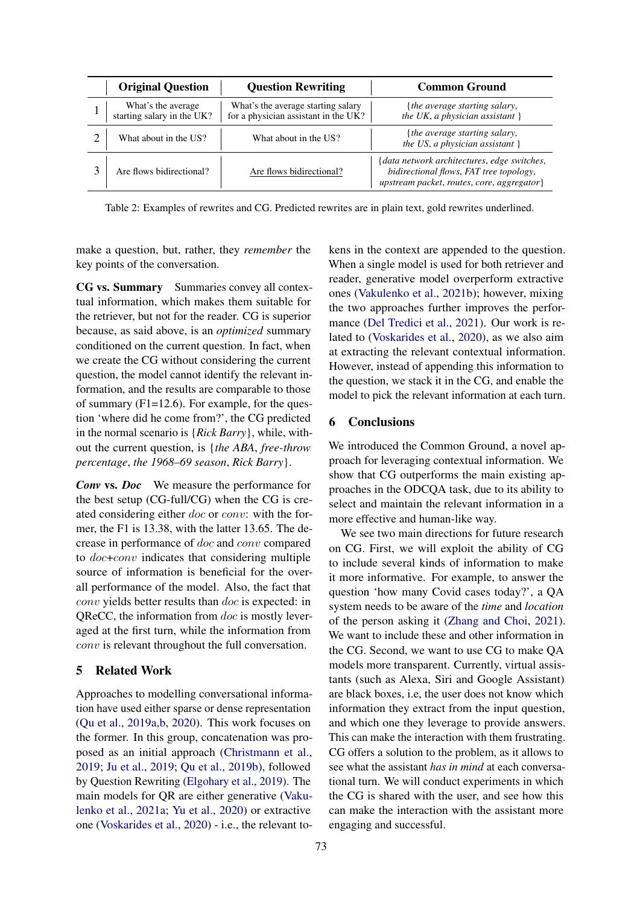|   | **Original Question** | **Question Rewriting** | **Common Ground** |
|---|---|---|---|
| 1 | What's the average starting salary in the UK? | What's the average starting salary for a physician assistant in the UK? | {*the average starting salary*, *the UK*, *a physician assistant* } |
| 2 | What about in the US? | What about in the US? | {*the average starting salary*, *the US*, *a physician assistant* } |
| 3 | Are flows bidirectional? | Are flows bidirectional? | {*data network architectures*, *edge switches*, *bidirectional flows*, *FAT tree topology*, *upstream packet*, *routes*, *core*, *aggregator*} |

Table 2: Examples of rewrites and CG. Predicted rewrites are in plain text, gold rewrites underlined.

make a question, but, rather, they *remember* the key points of the conversation.

**CG vs. Summary** Summaries convey all contextual information, which makes them suitable for the retriever, but not for the reader. CG is superior because, as said above, is an *optimized* summary conditioned on the current question. In fact, when we create the CG without considering the current question, the model cannot identify the relevant information, and the results are comparable to those of summary (F1=12.6). For example, for the question 'where did he come from?', the CG predicted in the normal scenario is {*Rick Barry*}, while, without the current question, is {*the ABA*, *free-throw percentage*, *the 1968–69 season*, *Rick Barry*}.

***Conv* vs. *Doc*** We measure the performance for the best setup (CG-full/CG) when the CG is created considering either *doc* or *conv*: with the former, the F1 is 13.38, with the latter 13.65. The decrease in performance of *doc* and *conv* compared to *doc+conv* indicates that considering multiple source of information is beneficial for the overall performance of the model. Also, the fact that *conv* yields better results than *doc* is expected: in QReCC, the information from *doc* is mostly leveraged at the first turn, while the information from *conv* is relevant throughout the full conversation.

## 5 Related Work

Approaches to modelling conversational information have used either sparse or dense representation (Qu et al., 2019a,b, 2020). This work focuses on the former. In this group, concatenation was proposed as an initial approach (Christmann et al., 2019; Ju et al., 2019; Qu et al., 2019b), followed by Question Rewriting (Elgohary et al., 2019). The main models for QR are either generative (Vakulenko et al., 2021a; Yu et al., 2020) or extractive one (Voskarides et al., 2020) - i.e., the relevant tokens in the context are appended to the question. When a single model is used for both retriever and reader, generative model overperform extractive ones (Vakulenko et al., 2021b); however, mixing the two approaches further improves the performance (Del Tredici et al., 2021). Our work is related to (Voskarides et al., 2020), as we also aim at extracting the relevant contextual information. However, instead of appending this information to the question, we stack it in the CG, and enable the model to pick the relevant information at each turn.

## 6 Conclusions

We introduced the Common Ground, a novel approach for leveraging contextual information. We show that CG outperforms the main existing approaches in the ODCQA task, due to its ability to select and maintain the relevant information in a more effective and human-like way.

We see two main directions for future research on CG. First, we will exploit the ability of CG to include several kinds of information to make it more informative. For example, to answer the question 'how many Covid cases today?', a QA system needs to be aware of the *time* and *location* of the person asking it (Zhang and Choi, 2021). We want to include these and other information in the CG. Second, we want to use CG to make QA models more transparent. Currently, virtual assistants (such as Alexa, Siri and Google Assistant) are black boxes, i.e, the user does not know which information they extract from the input question, and which one they leverage to provide answers. This can make the interaction with them frustrating. CG offers a solution to the problem, as it allows to see what the assistant *has in mind* at each conversational turn. We will conduct experiments in which the CG is shared with the user, and see how this can make the interaction with the assistant more engaging and successful.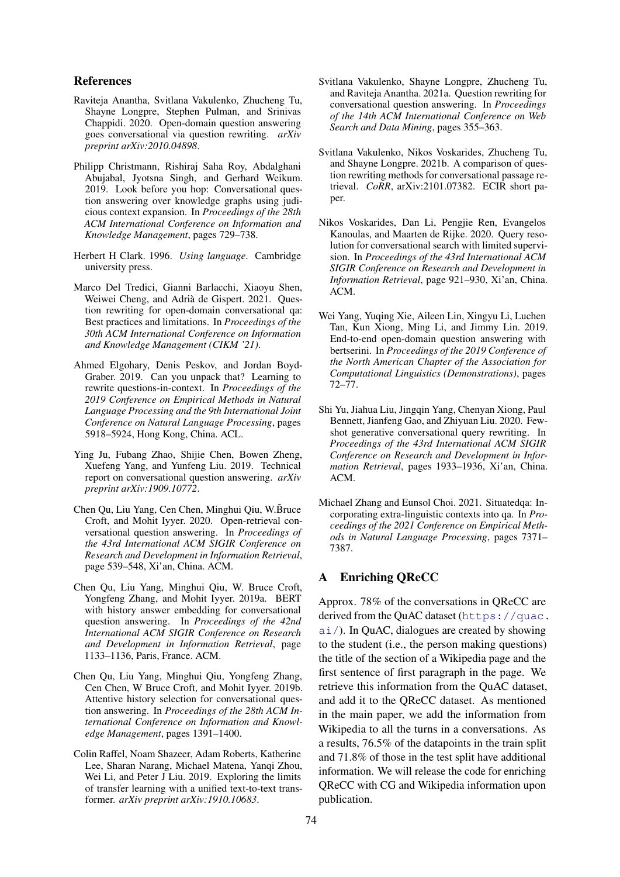## References

Raviteja Anantha, Svitlana Vakulenko, Zhucheng Tu, Shayne Longpre, Stephen Pulman, and Srinivas Chappidi. 2020. Open-domain question answering goes conversational via question rewriting. *arXiv preprint arXiv:2010.04898*.

Philipp Christmann, Rishiraj Saha Roy, Abdalghani Abujabal, Jyotsna Singh, and Gerhard Weikum. 2019. Look before you hop: Conversational question answering over knowledge graphs using judicious context expansion. In *Proceedings of the 28th ACM International Conference on Information and Knowledge Management*, pages 729–738.

Herbert H Clark. 1996. *Using language*. Cambridge university press.

Marco Del Tredici, Gianni Barlacchi, Xiaoyu Shen, Weiwei Cheng, and Adrià de Gispert. 2021. Question rewriting for open-domain conversational qa: Best practices and limitations. In *Proceedings of the 30th ACM International Conference on Information and Knowledge Management (CIKM '21)*.

Ahmed Elgohary, Denis Peskov, and Jordan Boyd-Graber. 2019. Can you unpack that? Learning to rewrite questions-in-context. In *Proceedings of the 2019 Conference on Empirical Methods in Natural Language Processing and the 9th International Joint Conference on Natural Language Processing*, pages 5918–5924, Hong Kong, China. ACL.

Ying Ju, Fubang Zhao, Shijie Chen, Bowen Zheng, Xuefeng Yang, and Yunfeng Liu. 2019. Technical report on conversational question answering. *arXiv preprint arXiv:1909.10772*.

Chen Qu, Liu Yang, Cen Chen, Minghui Qiu, W.B̃ruce Croft, and Mohit Iyyer. 2020. Open-retrieval conversational question answering. In *Proceedings of the 43rd International ACM SIGIR Conference on Research and Development in Information Retrieval*, page 539–548, Xi'an, China. ACM.

Chen Qu, Liu Yang, Minghui Qiu, W. Bruce Croft, Yongfeng Zhang, and Mohit Iyyer. 2019a. BERT with history answer embedding for conversational question answering. In *Proceedings of the 42nd International ACM SIGIR Conference on Research and Development in Information Retrieval*, page 1133–1136, Paris, France. ACM.

Chen Qu, Liu Yang, Minghui Qiu, Yongfeng Zhang, Cen Chen, W Bruce Croft, and Mohit Iyyer. 2019b. Attentive history selection for conversational question answering. In *Proceedings of the 28th ACM International Conference on Information and Knowledge Management*, pages 1391–1400.

Colin Raffel, Noam Shazeer, Adam Roberts, Katherine Lee, Sharan Narang, Michael Matena, Yanqi Zhou, Wei Li, and Peter J Liu. 2019. Exploring the limits of transfer learning with a unified text-to-text transformer. *arXiv preprint arXiv:1910.10683*.

Svitlana Vakulenko, Shayne Longpre, Zhucheng Tu, and Raviteja Anantha. 2021a. Question rewriting for conversational question answering. In *Proceedings of the 14th ACM International Conference on Web Search and Data Mining*, pages 355–363.

Svitlana Vakulenko, Nikos Voskarides, Zhucheng Tu, and Shayne Longpre. 2021b. A comparison of question rewriting methods for conversational passage retrieval. *CoRR*, arXiv:2101.07382. ECIR short paper.

Nikos Voskarides, Dan Li, Pengjie Ren, Evangelos Kanoulas, and Maarten de Rijke. 2020. Query resolution for conversational search with limited supervision. In *Proceedings of the 43rd International ACM SIGIR Conference on Research and Development in Information Retrieval*, page 921–930, Xi'an, China. ACM.

Wei Yang, Yuqing Xie, Aileen Lin, Xingyu Li, Luchen Tan, Kun Xiong, Ming Li, and Jimmy Lin. 2019. End-to-end open-domain question answering with bertserini. In *Proceedings of the 2019 Conference of the North American Chapter of the Association for Computational Linguistics (Demonstrations)*, pages 72–77.

Shi Yu, Jiahua Liu, Jingqin Yang, Chenyan Xiong, Paul Bennett, Jianfeng Gao, and Zhiyuan Liu. 2020. Few-shot generative conversational query rewriting. In *Proceedings of the 43rd International ACM SIGIR Conference on Research and Development in Information Retrieval*, pages 1933–1936, Xi'an, China. ACM.

Michael Zhang and Eunsol Choi. 2021. Situatedqa: Incorporating extra-linguistic contexts into qa. In *Proceedings of the 2021 Conference on Empirical Methods in Natural Language Processing*, pages 7371–7387.

## A Enriching QReCC

Approx. 78% of the conversations in QReCC are derived from the QuAC dataset (https://quac.ai/). In QuAC, dialogues are created by showing to the student (i.e., the person making questions) the title of the section of a Wikipedia page and the first sentence of first paragraph in the page. We retrieve this information from the QuAC dataset, and add it to the QReCC dataset. As mentioned in the main paper, we add the information from Wikipedia to all the turns in a conversations. As a results, 76.5% of the datapoints in the train split and 71.8% of those in the test split have additional information. We will release the code for enriching QReCC with CG and Wikipedia information upon publication.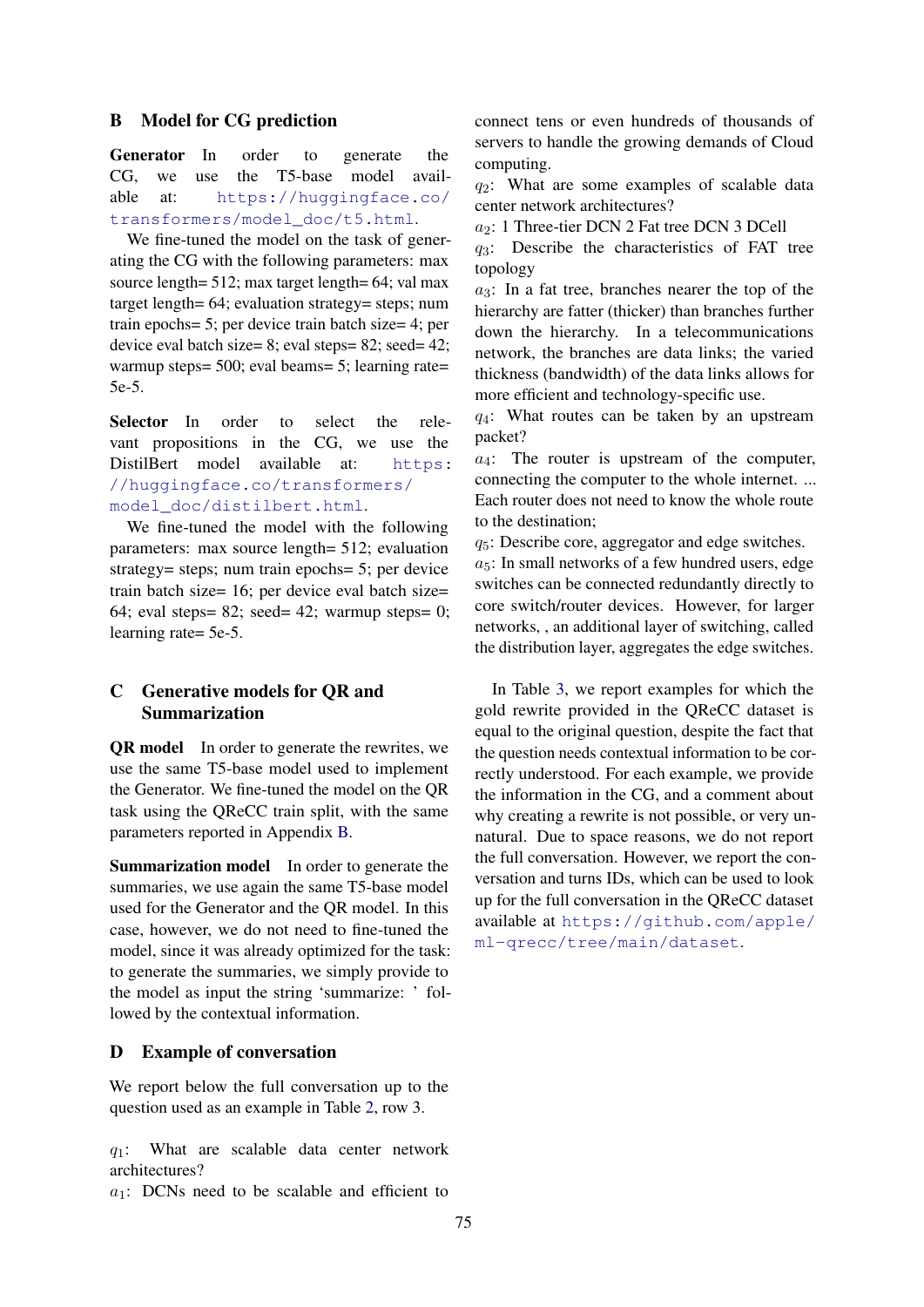## B Model for CG prediction

**Generator** In order to generate the CG, we use the T5-base model available at: https://huggingface.co/transformers/model_doc/t5.html.

We fine-tuned the model on the task of generating the CG with the following parameters: max source length= 512; max target length= 64; val max target length= 64; evaluation strategy= steps; num train epochs= 5; per device train batch size= 4; per device eval batch size= 8; eval steps= 82; seed= 42; warmup steps= 500; eval beams= 5; learning rate= 5e-5.

**Selector** In order to select the relevant propositions in the CG, we use the DistilBert model available at: https://huggingface.co/transformers/model_doc/distilbert.html.

We fine-tuned the model with the following parameters: max source length= 512; evaluation strategy= steps; num train epochs= 5; per device train batch size= 16; per device eval batch size= 64; eval steps= 82; seed= 42; warmup steps= 0; learning rate= 5e-5.

## C Generative models for QR and Summarization

**QR model** In order to generate the rewrites, we use the same T5-base model used to implement the Generator. We fine-tuned the model on the QR task using the QReCC train split, with the same parameters reported in Appendix B.

**Summarization model** In order to generate the summaries, we use again the same T5-base model used for the Generator and the QR model. In this case, however, we do not need to fine-tuned the model, since it was already optimized for the task: to generate the summaries, we simply provide to the model as input the string 'summarize: ' followed by the contextual information.

## D Example of conversation

We report below the full conversation up to the question used as an example in Table 2, row 3.

$q_1$: What are scalable data center network architectures?
$a_1$: DCNs need to be scalable and efficient to connect tens or even hundreds of thousands of servers to handle the growing demands of Cloud computing.
$q_2$: What are some examples of scalable data center network architectures?
$a_2$: 1 Three-tier DCN 2 Fat tree DCN 3 DCell
$q_3$: Describe the characteristics of FAT tree topology
$a_3$: In a fat tree, branches nearer the top of the hierarchy are fatter (thicker) than branches further down the hierarchy. In a telecommunications network, the branches are data links; the varied thickness (bandwidth) of the data links allows for more efficient and technology-specific use.
$q_4$: What routes can be taken by an upstream packet?
$a_4$: The router is upstream of the computer, connecting the computer to the whole internet. ... Each router does not need to know the whole route to the destination;
$q_5$: Describe core, aggregator and edge switches.
$a_5$: In small networks of a few hundred users, edge switches can be connected redundantly directly to core switch/router devices. However, for larger networks, , an additional layer of switching, called the distribution layer, aggregates the edge switches.

In Table 3, we report examples for which the gold rewrite provided in the QReCC dataset is equal to the original question, despite the fact that the question needs contextual information to be correctly understood. For each example, we provide the information in the CG, and a comment about why creating a rewrite is not possible, or very unnatural. Due to space reasons, we do not report the full conversation. However, we report the conversation and turns IDs, which can be used to look up for the full conversation in the QReCC dataset available at https://github.com/apple/ml-qrecc/tree/main/dataset.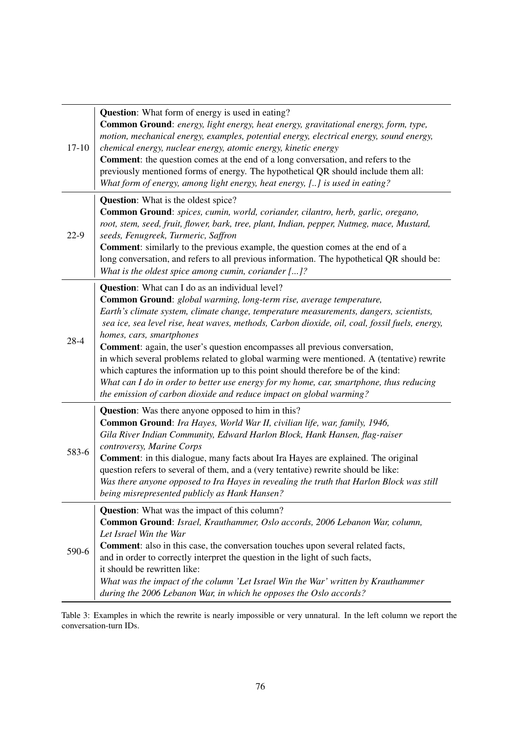| | |
|---|---|
| 17-10 | **Question**: What form of energy is used in eating?<br>**Common Ground**: *energy, light energy, heat energy, gravitational energy, form, type, motion, mechanical energy, examples, potential energy, electrical energy, sound energy, chemical energy, nuclear energy, atomic energy, kinetic energy*<br>**Comment**: the question comes at the end of a long conversation, and refers to the previously mentioned forms of energy. The hypothetical QR should include them all:<br>*What form of energy, among light energy, heat energy, [..] is used in eating?* |
| 22-9 | **Question**: What is the oldest spice?<br>**Common Ground**: *spices, cumin, world, coriander, cilantro, herb, garlic, oregano, root, stem, seed, fruit, flower, bark, tree, plant, Indian, pepper, Nutmeg, mace, Mustard, seeds, Fenugreek, Turmeric, Saffron*<br>**Comment**: similarly to the previous example, the question comes at the end of a long conversation, and refers to all previous information. The hypothetical QR should be:<br>*What is the oldest spice among cumin, coriander [...]?* |
| 28-4 | **Question**: What can I do as an individual level?<br>**Common Ground**: *global warming, long-term rise, average temperature, Earth's climate system, climate change, temperature measurements, dangers, scientists, sea ice, sea level rise, heat waves, methods, Carbon dioxide, oil, coal, fossil fuels, energy, homes, cars, smartphones*<br>**Comment**: again, the user's question encompasses all previous conversation, in which several problems related to global warming were mentioned. A (tentative) rewrite which captures the information up to this point should therefore be of the kind:<br>*What can I do in order to better use energy for my home, car, smartphone, thus reducing the emission of carbon dioxide and reduce impact on global warming?* |
| 583-6 | **Question**: Was there anyone opposed to him in this?<br>**Common Ground**: *Ira Hayes, World War II, civilian life, war, family, 1946, Gila River Indian Community, Edward Harlon Block, Hank Hansen, flag-raiser controversy, Marine Corps*<br>**Comment**: in this dialogue, many facts about Ira Hayes are explained. The original question refers to several of them, and a (very tentative) rewrite should be like:<br>*Was there anyone opposed to Ira Hayes in revealing the truth that Harlon Block was still being misrepresented publicly as Hank Hansen?* |
| 590-6 | **Question**: What was the impact of this column?<br>**Common Ground**: *Israel, Krauthammer, Oslo accords, 2006 Lebanon War, column, Let Israel Win the War*<br>**Comment**: also in this case, the conversation touches upon several related facts, and in order to correctly interpret the question in the light of such facts, it should be rewritten like:<br>*What was the impact of the column 'Let Israel Win the War' written by Krauthammer during the 2006 Lebanon War, in which he opposes the Oslo accords?* |

Table 3: Examples in which the rewrite is nearly impossible or very unnatural. In the left column we report the conversation-turn IDs.